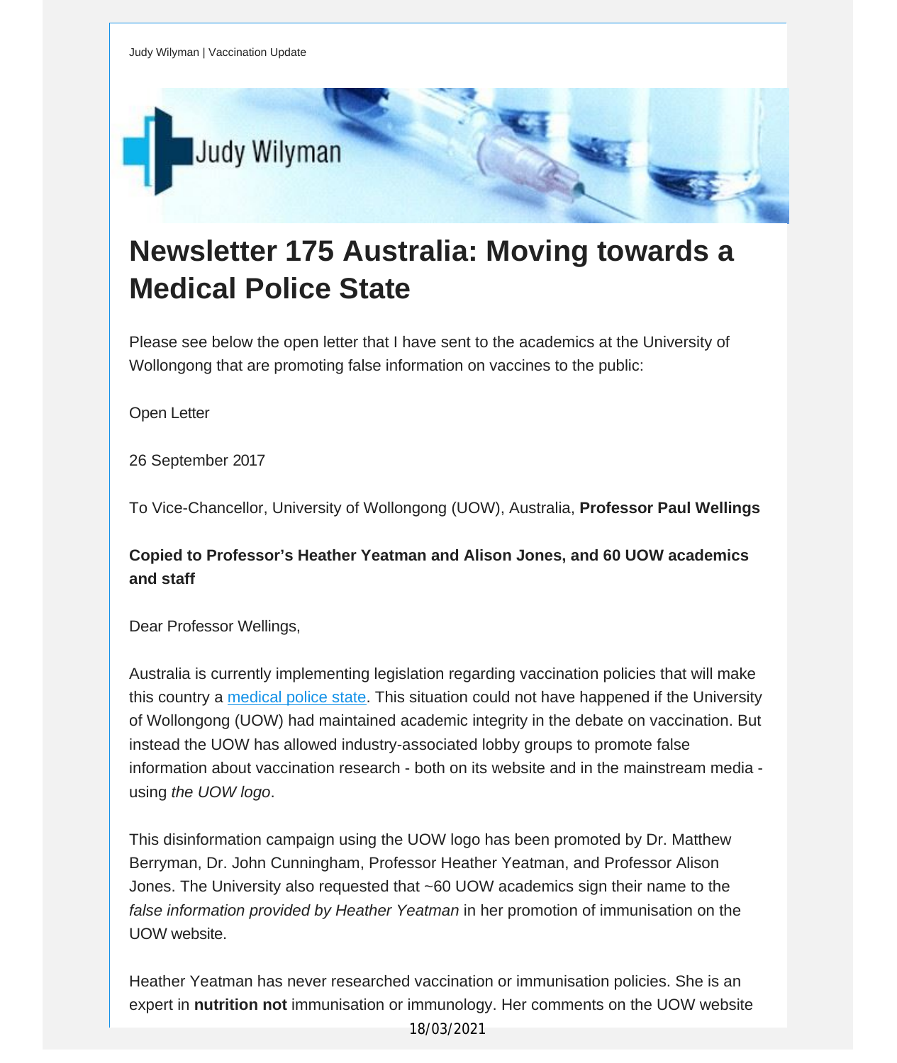Judy Wilyman | Vaccination Update

# Newsletter 175 Australia: Moving towards a Medical Police State

Please see below the open letter that I have sent to the academics at the University of Wollongong that are promoting false information on vaccines to the public:

Open Letter

26 September 2017

To Vice-Chancellor, University of Wollongong (UOW), Australia, **Professor Paul Wellings**

**Copied to Professor's Heather Yeatman and Alison Jones, and 60 UOW academics and staff**

Dear Professor Wellings,

Australia is currently implementing legislation regarding vaccination policies that will make this country a medical police state. This situation could not have happened if the University of Wollongong (UOW) had maintained academic integrity in the debate on vaccination. But instead the UOW has allowed industry-associated lobby groups to promote false information about vaccination research - both on its website and in the mainstream media - using *the UOW logo*.

This disinformation campaign using the UOW logo has been promoted by Dr. Matthew Berryman, Dr. John Cunningham, Professor Heather Yeatman, and Professor Alison Jones. The University also requested that ~60 UOW academics sign their name to the *false information provided by Heather Yeatman* in her promotion of immunisation on the UOW website.

Heather Yeatman has never researched vaccination or immunisation policies. She is an expert in **nutrition not** immunisation or immunology. Her comments on the UOW website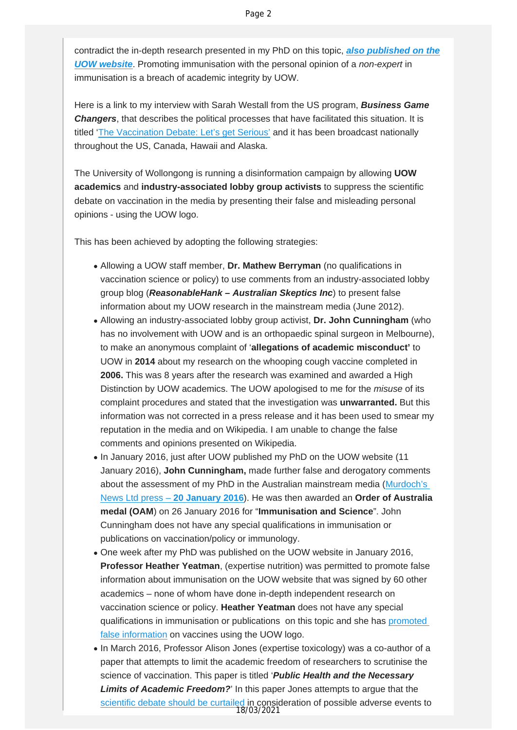contradict the in-depth research presented in my PhD on this topic, ***also published on the UOW website***. Promoting immunisation with the personal opinion of a *non-expert* in immunisation is a breach of academic integrity by UOW.

Here is a link to my interview with Sarah Westall from the US program, ***Business Game Changers***, that describes the political processes that have facilitated this situation. It is titled 'The Vaccination Debate: Let's get Serious' and it has been broadcast nationally throughout the US, Canada, Hawaii and Alaska.

The University of Wollongong is running a disinformation campaign by allowing **UOW academics** and **industry-associated lobby group activists** to suppress the scientific debate on vaccination in the media by presenting their false and misleading personal opinions - using the UOW logo.

This has been achieved by adopting the following strategies:

- Allowing a UOW staff member, **Dr. Mathew Berryman** (no qualifications in vaccination science or policy) to use comments from an industry-associated lobby group blog (***ReasonableHank – Australian Skeptics Inc***) to present false information about my UOW research in the mainstream media (June 2012).
- Allowing an industry-associated lobby group activist, **Dr. John Cunningham** (who has no involvement with UOW and is an orthopaedic spinal surgeon in Melbourne), to make an anonymous complaint of '**allegations of academic misconduct'** to UOW in **2014** about my research on the whooping cough vaccine completed in **2006.** This was 8 years after the research was examined and awarded a High Distinction by UOW academics. The UOW apologised to me for the *misuse* of its complaint procedures and stated that the investigation was **unwarranted.** But this information was not corrected in a press release and it has been used to smear my reputation in the media and on Wikipedia. I am unable to change the false comments and opinions presented on Wikipedia.
- In January 2016, just after UOW published my PhD on the UOW website (11 January 2016), **John Cunningham,** made further false and derogatory comments about the assessment of my PhD in the Australian mainstream media (Murdoch's News Ltd press – **20 January 2016**). He was then awarded an **Order of Australia medal (OAM**) on 26 January 2016 for "**Immunisation and Science**". John Cunningham does not have any special qualifications in immunisation or publications on vaccination/policy or immunology.
- One week after my PhD was published on the UOW website in January 2016, **Professor Heather Yeatman**, (expertise nutrition) was permitted to promote false information about immunisation on the UOW website that was signed by 60 other academics – none of whom have done in-depth independent research on vaccination science or policy. **Heather Yeatman** does not have any special qualifications in immunisation or publications on this topic and she has promoted false information on vaccines using the UOW logo.
- In March 2016, Professor Alison Jones (expertise toxicology) was a co-author of a paper that attempts to limit the academic freedom of researchers to scrutinise the science of vaccination. This paper is titled '***Public Health and the Necessary Limits of Academic Freedom?***' In this paper Jones attempts to argue that the scientific debate should be curtailed in consideration of possible adverse events to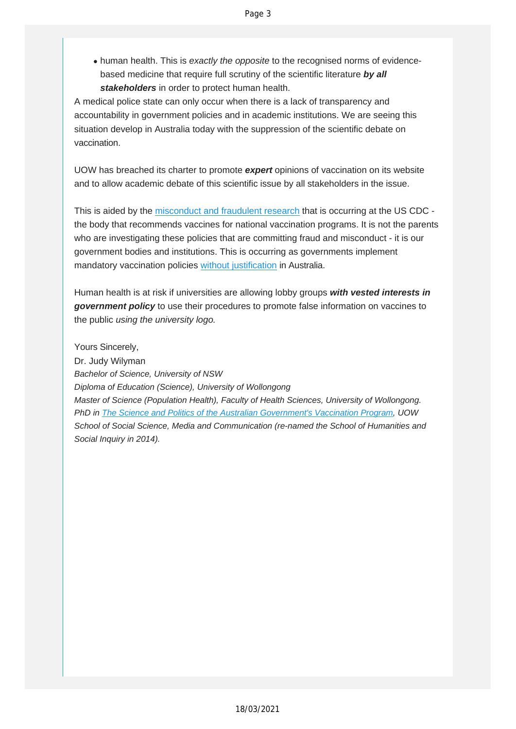- human health. This is *exactly the opposite* to the recognised norms of evidence-based medicine that require full scrutiny of the scientific literature ***by all stakeholders*** in order to protect human health.

A medical police state can only occur when there is a lack of transparency and accountability in government policies and in academic institutions. We are seeing this situation develop in Australia today with the suppression of the scientific debate on vaccination.

UOW has breached its charter to promote ***expert*** opinions of vaccination on its website and to allow academic debate of this scientific issue by all stakeholders in the issue.

This is aided by the misconduct and fraudulent research that is occurring at the US CDC - the body that recommends vaccines for national vaccination programs. It is not the parents who are investigating these policies that are committing fraud and misconduct - it is our government bodies and institutions. This is occurring as governments implement mandatory vaccination policies without justification in Australia.

Human health is at risk if universities are allowing lobby groups ***with vested interests in government policy*** to use their procedures to promote false information on vaccines to the public *using the university logo.*

Yours Sincerely,
Dr. Judy Wilyman
*Bachelor of Science, University of NSW*
*Diploma of Education (Science), University of Wollongong*
*Master of Science (Population Health), Faculty of Health Sciences, University of Wollongong.*
*PhD in The Science and Politics of the Australian Government's Vaccination Program, UOW School of Social Science, Media and Communication (re-named the School of Humanities and Social Inquiry in 2014).*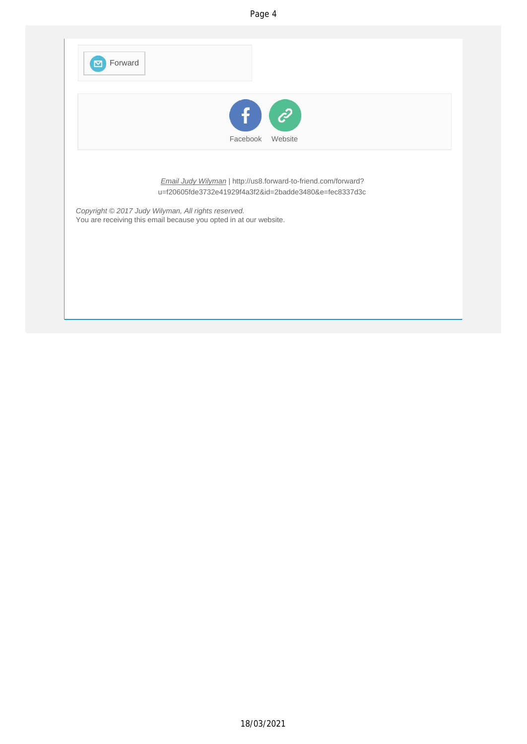Forward

Facebook Website

*Email Judy Wilyman* | http://us8.forward-to-friend.com/forward?u=f20605fde3732e41929f4a3f2&id=2badde3480&e=fec8337d3c

*Copyright © 2017 Judy Wilyman, All rights reserved.*
You are receiving this email because you opted in at our website.